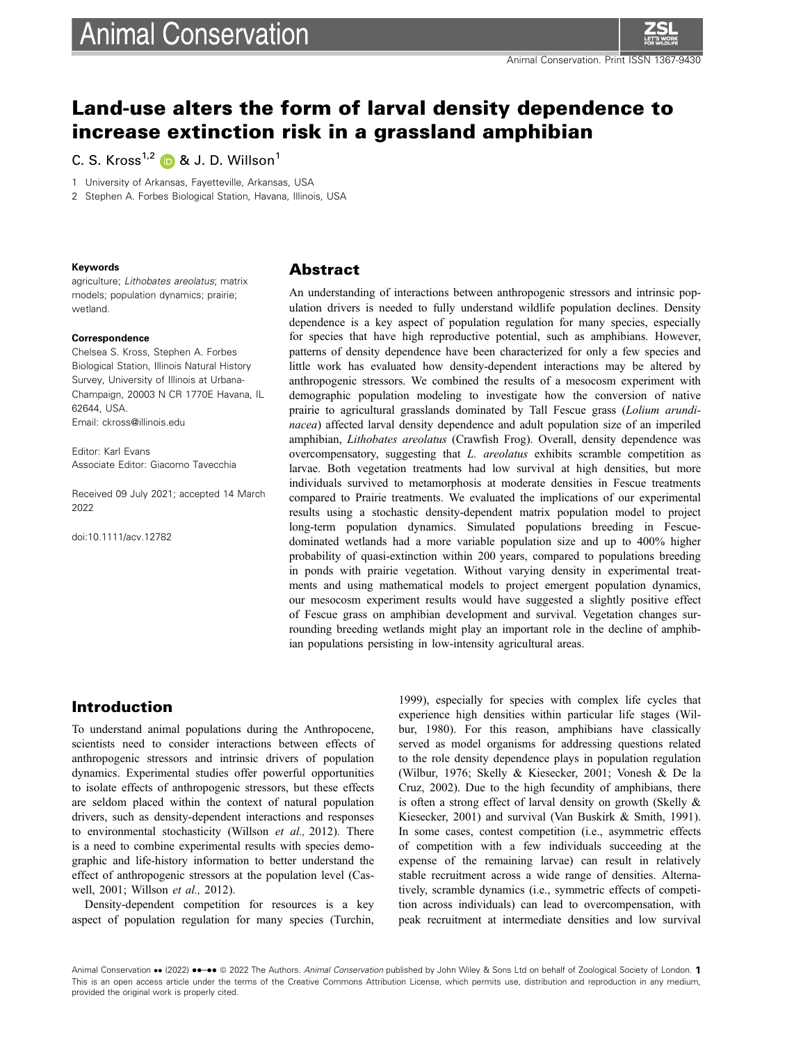# Land-use alters the form of larval density dependence to increase extinction risk in a grassland amphibian

C. S. Kross[1,2] & J. D. Willson[1]

1 University of Arkansas, Fayetteville, Arkansas, USA

2 Stephen A. Forbes Biological Station, Havana, Illinois, USA

**Keywords**

agriculture; *Lithobates areolatus*; matrix models; population dynamics; prairie; wetland.

**Correspondence**

Chelsea S. Kross, Stephen A. Forbes Biological Station, Illinois Natural History Survey, University of Illinois at Urbana-Champaign, 20003 N CR 1770E Havana, IL 62644, USA.
Email: ckross@illinois.edu

Editor: Karl Evans
Associate Editor: Giacomo Tavecchia

Received 09 July 2021; accepted 14 March 2022

doi:10.1111/acv.12782

## Abstract

An understanding of interactions between anthropogenic stressors and intrinsic population drivers is needed to fully understand wildlife population declines. Density dependence is a key aspect of population regulation for many species, especially for species that have high reproductive potential, such as amphibians. However, patterns of density dependence have been characterized for only a few species and little work has evaluated how density-dependent interactions may be altered by anthropogenic stressors. We combined the results of a mesocosm experiment with demographic population modeling to investigate how the conversion of native prairie to agricultural grasslands dominated by Tall Fescue grass (*Lolium arundinacea*) affected larval density dependence and adult population size of an imperiled amphibian, *Lithobates areolatus* (Crawfish Frog). Overall, density dependence was overcompensatory, suggesting that *L. areolatus* exhibits scramble competition as larvae. Both vegetation treatments had low survival at high densities, but more individuals survived to metamorphosis at moderate densities in Fescue treatments compared to Prairie treatments. We evaluated the implications of our experimental results using a stochastic density-dependent matrix population model to project long-term population dynamics. Simulated populations breeding in Fescue-dominated wetlands had a more variable population size and up to 400% higher probability of quasi-extinction within 200 years, compared to populations breeding in ponds with prairie vegetation. Without varying density in experimental treatments and using mathematical models to project emergent population dynamics, our mesocosm experiment results would have suggested a slightly positive effect of Fescue grass on amphibian development and survival. Vegetation changes surrounding breeding wetlands might play an important role in the decline of amphibian populations persisting in low-intensity agricultural areas.

## Introduction

To understand animal populations during the Anthropocene, scientists need to consider interactions between effects of anthropogenic stressors and intrinsic drivers of population dynamics. Experimental studies offer powerful opportunities to isolate effects of anthropogenic stressors, but these effects are seldom placed within the context of natural population drivers, such as density-dependent interactions and responses to environmental stochasticity (Willson *et al.,* 2012). There is a need to combine experimental results with species demographic and life-history information to better understand the effect of anthropogenic stressors at the population level (Caswell, 2001; Willson *et al.,* 2012).

Density-dependent competition for resources is a key aspect of population regulation for many species (Turchin, 1999), especially for species with complex life cycles that experience high densities within particular life stages (Wilbur, 1980). For this reason, amphibians have classically served as model organisms for addressing questions related to the role density dependence plays in population regulation (Wilbur, 1976; Skelly & Kiesecker, 2001; Vonesh & De la Cruz, 2002). Due to the high fecundity of amphibians, there is often a strong effect of larval density on growth (Skelly & Kiesecker, 2001) and survival (Van Buskirk & Smith, 1991). In some cases, contest competition (i.e., asymmetric effects of competition with a few individuals succeeding at the expense of the remaining larvae) can result in relatively stable recruitment across a wide range of densities. Alternatively, scramble dynamics (i.e., symmetric effects of competition across individuals) can lead to overcompensation, with peak recruitment at intermediate densities and low survival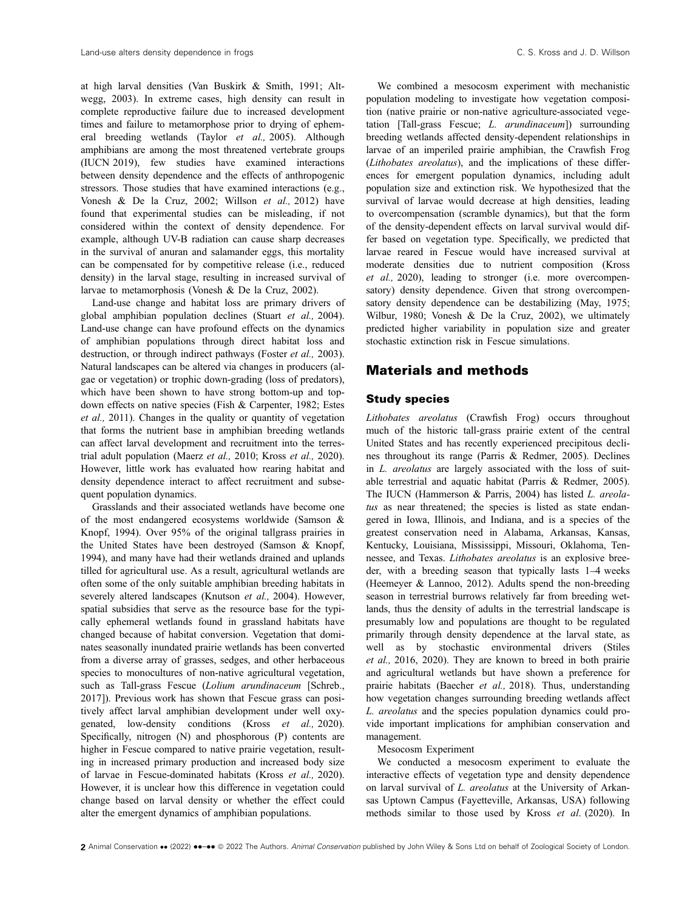at high larval densities (Van Buskirk & Smith, 1991; Altwegg, 2003). In extreme cases, high density can result in complete reproductive failure due to increased development times and failure to metamorphose prior to drying of ephemeral breeding wetlands (Taylor *et al.,* 2005). Although amphibians are among the most threatened vertebrate groups (IUCN 2019), few studies have examined interactions between density dependence and the effects of anthropogenic stressors. Those studies that have examined interactions (e.g., Vonesh & De la Cruz, 2002; Willson *et al.,* 2012) have found that experimental studies can be misleading, if not considered within the context of density dependence. For example, although UV-B radiation can cause sharp decreases in the survival of anuran and salamander eggs, this mortality can be compensated for by competitive release (i.e., reduced density) in the larval stage, resulting in increased survival of larvae to metamorphosis (Vonesh & De la Cruz, 2002).

Land-use change and habitat loss are primary drivers of global amphibian population declines (Stuart *et al.,* 2004). Land-use change can have profound effects on the dynamics of amphibian populations through direct habitat loss and destruction, or through indirect pathways (Foster *et al.,* 2003). Natural landscapes can be altered via changes in producers (algae or vegetation) or trophic down-grading (loss of predators), which have been shown to have strong bottom-up and top-down effects on native species (Fish & Carpenter, 1982; Estes *et al.,* 2011). Changes in the quality or quantity of vegetation that forms the nutrient base in amphibian breeding wetlands can affect larval development and recruitment into the terrestrial adult population (Maerz *et al.,* 2010; Kross *et al.,* 2020). However, little work has evaluated how rearing habitat and density dependence interact to affect recruitment and subsequent population dynamics.

Grasslands and their associated wetlands have become one of the most endangered ecosystems worldwide (Samson & Knopf, 1994). Over 95% of the original tallgrass prairies in the United States have been destroyed (Samson & Knopf, 1994), and many have had their wetlands drained and uplands tilled for agricultural use. As a result, agricultural wetlands are often some of the only suitable amphibian breeding habitats in severely altered landscapes (Knutson *et al.,* 2004). However, spatial subsidies that serve as the resource base for the typically ephemeral wetlands found in grassland habitats have changed because of habitat conversion. Vegetation that dominates seasonally inundated prairie wetlands has been converted from a diverse array of grasses, sedges, and other herbaceous species to monocultures of non-native agricultural vegetation, such as Tall-grass Fescue (*Lolium arundinaceum* [Schreb., 2017]). Previous work has shown that Fescue grass can positively affect larval amphibian development under well oxygenated, low-density conditions (Kross *et al.,* 2020). Specifically, nitrogen (N) and phosphorous (P) contents are higher in Fescue compared to native prairie vegetation, resulting in increased primary production and increased body size of larvae in Fescue-dominated habitats (Kross *et al.,* 2020). However, it is unclear how this difference in vegetation could change based on larval density or whether the effect could alter the emergent dynamics of amphibian populations.

We combined a mesocosm experiment with mechanistic population modeling to investigate how vegetation composition (native prairie or non-native agriculture-associated vegetation [Tall-grass Fescue; *L. arundinaceum*]) surrounding breeding wetlands affected density-dependent relationships in larvae of an imperiled prairie amphibian, the Crawfish Frog (*Lithobates areolatus*), and the implications of these differences for emergent population dynamics, including adult population size and extinction risk. We hypothesized that the survival of larvae would decrease at high densities, leading to overcompensation (scramble dynamics), but that the form of the density-dependent effects on larval survival would differ based on vegetation type. Specifically, we predicted that larvae reared in Fescue would have increased survival at moderate densities due to nutrient composition (Kross *et al.,* 2020), leading to stronger (i.e. more overcompensatory) density dependence. Given that strong overcompensatory density dependence can be destabilizing (May, 1975; Wilbur, 1980; Vonesh & De la Cruz, 2002), we ultimately predicted higher variability in population size and greater stochastic extinction risk in Fescue simulations.

## Materials and methods

### Study species

*Lithobates areolatus* (Crawfish Frog) occurs throughout much of the historic tall-grass prairie extent of the central United States and has recently experienced precipitous declines throughout its range (Parris & Redmer, 2005). Declines in *L. areolatus* are largely associated with the loss of suitable terrestrial and aquatic habitat (Parris & Redmer, 2005). The IUCN (Hammerson & Parris, 2004) has listed *L. areolatus* as near threatened; the species is listed as state endangered in Iowa, Illinois, and Indiana, and is a species of the greatest conservation need in Alabama, Arkansas, Kansas, Kentucky, Louisiana, Mississippi, Missouri, Oklahoma, Tennessee, and Texas. *Lithobates areolatus* is an explosive breeder, with a breeding season that typically lasts 1–4 weeks (Heemeyer & Lannoo, 2012). Adults spend the non-breeding season in terrestrial burrows relatively far from breeding wetlands, thus the density of adults in the terrestrial landscape is presumably low and populations are thought to be regulated primarily through density dependence at the larval state, as well as by stochastic environmental drivers (Stiles *et al.,* 2016, 2020). They are known to breed in both prairie and agricultural wetlands but have shown a preference for prairie habitats (Baecher *et al.,* 2018). Thus, understanding how vegetation changes surrounding breeding wetlands affect *L. areolatus* and the species population dynamics could provide important implications for amphibian conservation and management.

Mesocosm Experiment

We conducted a mesocosm experiment to evaluate the interactive effects of vegetation type and density dependence on larval survival of *L. areolatus* at the University of Arkansas Uptown Campus (Fayetteville, Arkansas, USA) following methods similar to those used by Kross *et al*. (2020). In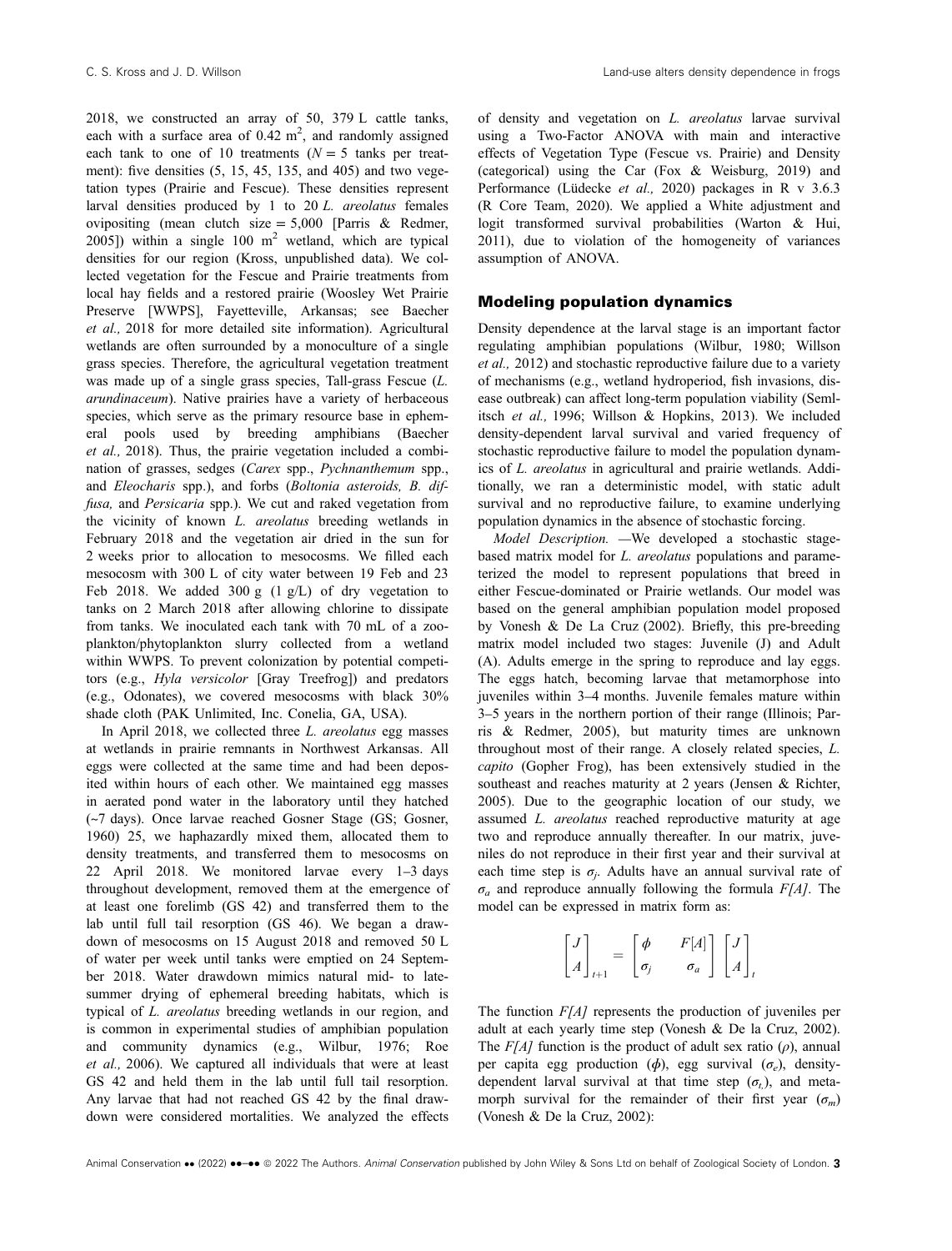2018, we constructed an array of 50, 379 L cattle tanks, each with a surface area of 0.42 $m^2$, and randomly assigned each tank to one of 10 treatments ($N = 5$ tanks per treatment): five densities (5, 15, 45, 135, and 405) and two vegetation types (Prairie and Fescue). These densities represent larval densities produced by 1 to 20 *L. areolatus* females ovipositing (mean clutch size = 5,000 [Parris & Redmer, 2005]) within a single 100 $m^2$ wetland, which are typical densities for our region (Kross, unpublished data). We collected vegetation for the Fescue and Prairie treatments from local hay fields and a restored prairie (Woosley Wet Prairie Preserve [WWPS], Fayetteville, Arkansas; see Baecher *et al.,* 2018 for more detailed site information). Agricultural wetlands are often surrounded by a monoculture of a single grass species. Therefore, the agricultural vegetation treatment was made up of a single grass species, Tall-grass Fescue (*L. arundinaceum*). Native prairies have a variety of herbaceous species, which serve as the primary resource base in ephemeral pools used by breeding amphibians (Baecher *et al.,* 2018). Thus, the prairie vegetation included a combination of grasses, sedges (*Carex* spp., *Pychnanthemum* spp., and *Eleocharis* spp.), and forbs (*Boltonia asteroids, B. diffusa,* and *Persicaria* spp.). We cut and raked vegetation from the vicinity of known *L. areolatus* breeding wetlands in February 2018 and the vegetation air dried in the sun for 2 weeks prior to allocation to mesocosms. We filled each mesocosm with 300 L of city water between 19 Feb and 23 Feb 2018. We added 300 g (1 g/L) of dry vegetation to tanks on 2 March 2018 after allowing chlorine to dissipate from tanks. We inoculated each tank with 70 mL of a zooplankton/phytoplankton slurry collected from a wetland within WWPS. To prevent colonization by potential competitors (e.g., *Hyla versicolor* [Gray Treefrog]) and predators (e.g., Odonates), we covered mesocosms with black 30% shade cloth (PAK Unlimited, Inc. Conelia, GA, USA).

In April 2018, we collected three *L. areolatus* egg masses at wetlands in prairie remnants in Northwest Arkansas. All eggs were collected at the same time and had been deposited within hours of each other. We maintained egg masses in aerated pond water in the laboratory until they hatched (~7 days). Once larvae reached Gosner Stage (GS; Gosner, 1960) 25, we haphazardly mixed them, allocated them to density treatments, and transferred them to mesocosms on 22 April 2018. We monitored larvae every 1–3 days throughout development, removed them at the emergence of at least one forelimb (GS 42) and transferred them to the lab until full tail resorption (GS 46). We began a drawdown of mesocosms on 15 August 2018 and removed 50 L of water per week until tanks were emptied on 24 September 2018. Water drawdown mimics natural mid- to late-summer drying of ephemeral breeding habitats, which is typical of *L. areolatus* breeding wetlands in our region, and is common in experimental studies of amphibian population and community dynamics (e.g., Wilbur, 1976; Roe *et al.,* 2006). We captured all individuals that were at least GS 42 and held them in the lab until full tail resorption. Any larvae that had not reached GS 42 by the final drawdown were considered mortalities. We analyzed the effects of density and vegetation on *L. areolatus* larvae survival using a Two-Factor ANOVA with main and interactive effects of Vegetation Type (Fescue vs. Prairie) and Density (categorical) using the Car (Fox & Weisburg, 2019) and Performance (Lüdecke *et al.,* 2020) packages in R v 3.6.3 (R Core Team, 2020). We applied a White adjustment and logit transformed survival probabilities (Warton & Hui, 2011), due to violation of the homogeneity of variances assumption of ANOVA.

## Modeling population dynamics

Density dependence at the larval stage is an important factor regulating amphibian populations (Wilbur, 1980; Willson *et al.,* 2012) and stochastic reproductive failure due to a variety of mechanisms (e.g., wetland hydroperiod, fish invasions, disease outbreak) can affect long-term population viability (Semlitsch *et al.,* 1996; Willson & Hopkins, 2013). We included density-dependent larval survival and varied frequency of stochastic reproductive failure to model the population dynamics of *L. areolatus* in agricultural and prairie wetlands. Additionally, we ran a deterministic model, with static adult survival and no reproductive failure, to examine underlying population dynamics in the absence of stochastic forcing.

*Model Description.* —We developed a stochastic stage-based matrix model for *L. areolatus* populations and parameterized the model to represent populations that breed in either Fescue-dominated or Prairie wetlands. Our model was based on the general amphibian population model proposed by Vonesh & De La Cruz (2002). Briefly, this pre-breeding matrix model included two stages: Juvenile (J) and Adult (A). Adults emerge in the spring to reproduce and lay eggs. The eggs hatch, becoming larvae that metamorphose into juveniles within 3–4 months. Juvenile females mature within 3–5 years in the northern portion of their range (Illinois; Parris & Redmer, 2005), but maturity times are unknown throughout most of their range. A closely related species, *L. capito* (Gopher Frog), has been extensively studied in the southeast and reaches maturity at 2 years (Jensen & Richter, 2005). Due to the geographic location of our study, we assumed *L. areolatus* reached reproductive maturity at age two and reproduce annually thereafter. In our matrix, juveniles do not reproduce in their first year and their survival at each time step is $\sigma_j$. Adults have an annual survival rate of $\sigma_a$ and reproduce annually following the formula $F[A]$. The model can be expressed in matrix form as:

$$\begin{bmatrix} J \\ A \end{bmatrix}_{t+1} = \begin{bmatrix} \phi & F[A] \\ \sigma_j & \sigma_a \end{bmatrix} \begin{bmatrix} J \\ A \end{bmatrix}_t$$

The function $F[A]$ represents the production of juveniles per adult at each yearly time step (Vonesh & De la Cruz, 2002). The $F[A]$ function is the product of adult sex ratio ($\rho$), annual per capita egg production ($\phi$), egg survival ($\sigma_e$), density-dependent larval survival at that time step ($\sigma_{l_t}$), and metamorph survival for the remainder of their first year ($\sigma_m$) (Vonesh & De la Cruz, 2002):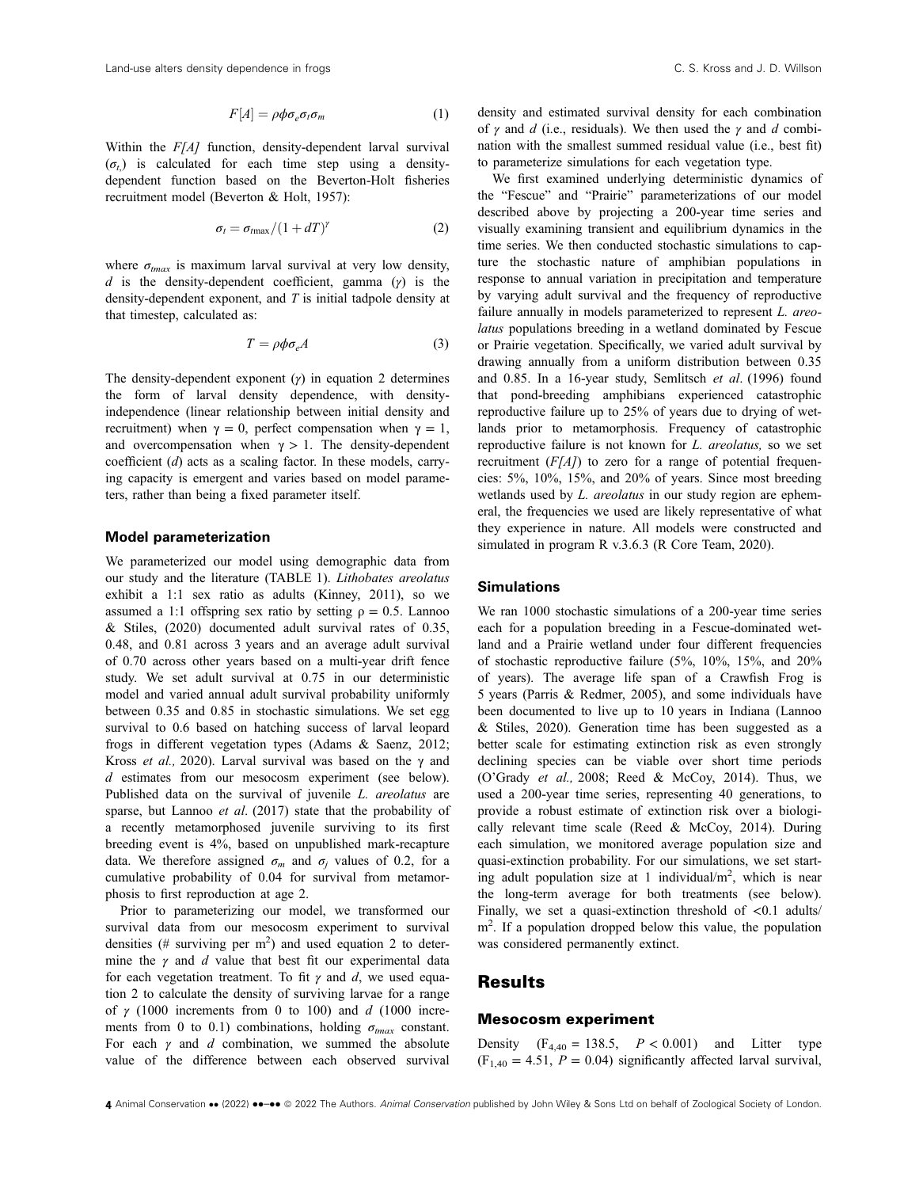$$F[A] = \rho\phi\sigma_e\sigma_t\sigma_m \tag{1}$$

Within the *F[A]* function, density-dependent larval survival ($\sigma_t$) is calculated for each time step using a density-dependent function based on the Beverton-Holt fisheries recruitment model (Beverton & Holt, 1957):

$$\sigma_t = \sigma_{t\max}/(1 + dT)^{\gamma} \tag{2}$$

where $\sigma_{tmax}$ is maximum larval survival at very low density, $d$ is the density-dependent coefficient, gamma ($\gamma$) is the density-dependent exponent, and $T$ is initial tadpole density at that timestep, calculated as:

$$T = \rho\phi\sigma_e A \tag{3}$$

The density-dependent exponent ($\gamma$) in equation 2 determines the form of larval density dependence, with density-independence (linear relationship between initial density and recruitment) when $\gamma = 0$, perfect compensation when $\gamma = 1$, and overcompensation when $\gamma > 1$. The density-dependent coefficient ($d$) acts as a scaling factor. In these models, carrying capacity is emergent and varies based on model parameters, rather than being a fixed parameter itself.

### Model parameterization

We parameterized our model using demographic data from our study and the literature (TABLE 1). *Lithobates areolatus* exhibit a 1:1 sex ratio as adults (Kinney, 2011), so we assumed a 1:1 offspring sex ratio by setting $\rho = 0.5$. Lannoo & Stiles, (2020) documented adult survival rates of 0.35, 0.48, and 0.81 across 3 years and an average adult survival of 0.70 across other years based on a multi-year drift fence study. We set adult survival at 0.75 in our deterministic model and varied annual adult survival probability uniformly between 0.35 and 0.85 in stochastic simulations. We set egg survival to 0.6 based on hatching success of larval leopard frogs in different vegetation types (Adams & Saenz, 2012; Kross *et al.,* 2020). Larval survival was based on the $\gamma$ and $d$ estimates from our mesocosm experiment (see below). Published data on the survival of juvenile *L. areolatus* are sparse, but Lannoo *et al*. (2017) state that the probability of a recently metamorphosed juvenile surviving to its first breeding event is 4%, based on unpublished mark-recapture data. We therefore assigned $\sigma_m$ and $\sigma_j$ values of 0.2, for a cumulative probability of 0.04 for survival from metamorphosis to first reproduction at age 2.

Prior to parameterizing our model, we transformed our survival data from our mesocosm experiment to survival densities (# surviving per m$^2$) and used equation 2 to determine the $\gamma$ and $d$ value that best fit our experimental data for each vegetation treatment. To fit $\gamma$ and $d$, we used equation 2 to calculate the density of surviving larvae for a range of $\gamma$ (1000 increments from 0 to 100) and $d$ (1000 increments from 0 to 0.1) combinations, holding $\sigma_{tmax}$ constant. For each $\gamma$ and $d$ combination, we summed the absolute value of the difference between each observed survival density and estimated survival density for each combination of $\gamma$ and $d$ (i.e., residuals). We then used the $\gamma$ and $d$ combination with the smallest summed residual value (i.e., best fit) to parameterize simulations for each vegetation type.

We first examined underlying deterministic dynamics of the "Fescue" and "Prairie" parameterizations of our model described above by projecting a 200-year time series and visually examining transient and equilibrium dynamics in the time series. We then conducted stochastic simulations to capture the stochastic nature of amphibian populations in response to annual variation in precipitation and temperature by varying adult survival and the frequency of reproductive failure annually in models parameterized to represent *L. areolatus* populations breeding in a wetland dominated by Fescue or Prairie vegetation. Specifically, we varied adult survival by drawing annually from a uniform distribution between 0.35 and 0.85. In a 16-year study, Semlitsch *et al*. (1996) found that pond-breeding amphibians experienced catastrophic reproductive failure up to 25% of years due to drying of wetlands prior to metamorphosis. Frequency of catastrophic reproductive failure is not known for *L. areolatus,* so we set recruitment (*F[A]*) to zero for a range of potential frequencies: 5%, 10%, 15%, and 20% of years. Since most breeding wetlands used by *L. areolatus* in our study region are ephemeral, the frequencies we used are likely representative of what they experience in nature. All models were constructed and simulated in program R v.3.6.3 (R Core Team, 2020).

### Simulations

We ran 1000 stochastic simulations of a 200-year time series each for a population breeding in a Fescue-dominated wetland and a Prairie wetland under four different frequencies of stochastic reproductive failure (5%, 10%, 15%, and 20% of years). The average life span of a Crawfish Frog is 5 years (Parris & Redmer, 2005), and some individuals have been documented to live up to 10 years in Indiana (Lannoo & Stiles, 2020). Generation time has been suggested as a better scale for estimating extinction risk as even strongly declining species can be viable over short time periods (O'Grady *et al.,* 2008; Reed & McCoy, 2014). Thus, we used a 200-year time series, representing 40 generations, to provide a robust estimate of extinction risk over a biologically relevant time scale (Reed & McCoy, 2014). During each simulation, we monitored average population size and quasi-extinction probability. For our simulations, we set starting adult population size at 1 individual/m$^2$, which is near the long-term average for both treatments (see below). Finally, we set a quasi-extinction threshold of <0.1 adults/m$^2$. If a population dropped below this value, the population was considered permanently extinct.

## Results

### Mesocosm experiment

Density ($F_{4,40} = 138.5$, $P < 0.001$) and Litter type ($F_{1,40} = 4.51$, $P = 0.04$) significantly affected larval survival,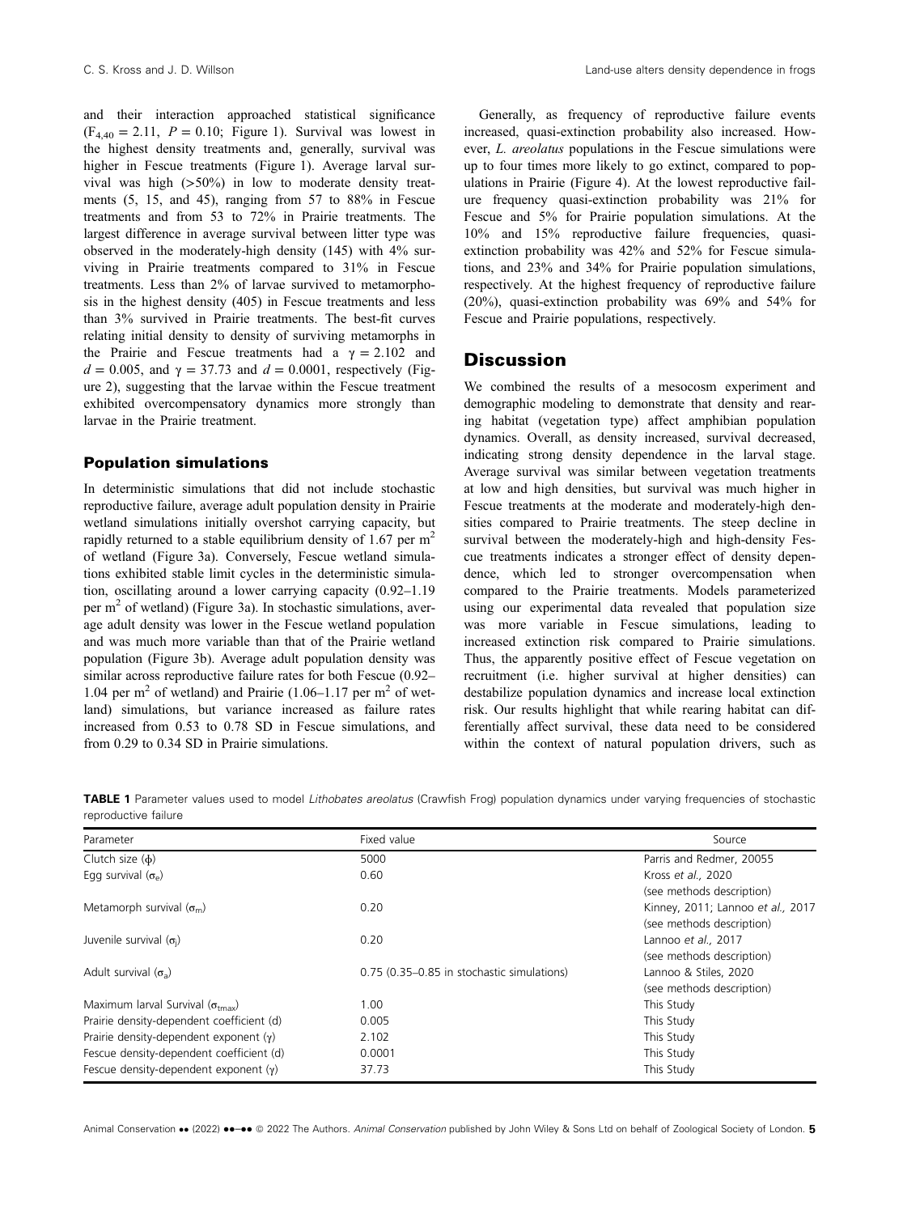and their interaction approached statistical significance ($F_{4,40} = 2.11$, $P = 0.10$; Figure 1). Survival was lowest in the highest density treatments and, generally, survival was higher in Fescue treatments (Figure 1). Average larval survival was high (>50%) in low to moderate density treatments (5, 15, and 45), ranging from 57 to 88% in Fescue treatments and from 53 to 72% in Prairie treatments. The largest difference in average survival between litter type was observed in the moderately-high density (145) with 4% surviving in Prairie treatments compared to 31% in Fescue treatments. Less than 2% of larvae survived to metamorphosis in the highest density (405) in Fescue treatments and less than 3% survived in Prairie treatments. The best-fit curves relating initial density to density of surviving metamorphs in the Prairie and Fescue treatments had a $\gamma = 2.102$ and $d = 0.005$, and $\gamma = 37.73$ and $d = 0.0001$, respectively (Figure 2), suggesting that the larvae within the Fescue treatment exhibited overcompensatory dynamics more strongly than larvae in the Prairie treatment.

### Population simulations

In deterministic simulations that did not include stochastic reproductive failure, average adult population density in Prairie wetland simulations initially overshot carrying capacity, but rapidly returned to a stable equilibrium density of 1.67 per $m^2$ of wetland (Figure 3a). Conversely, Fescue wetland simulations exhibited stable limit cycles in the deterministic simulation, oscillating around a lower carrying capacity (0.92–1.19 per $m^2$ of wetland) (Figure 3a). In stochastic simulations, average adult density was lower in the Fescue wetland population and was much more variable than that of the Prairie wetland population (Figure 3b). Average adult population density was similar across reproductive failure rates for both Fescue (0.92–1.04 per $m^2$ of wetland) and Prairie (1.06–1.17 per $m^2$ of wetland) simulations, but variance increased as failure rates increased from 0.53 to 0.78 SD in Fescue simulations, and from 0.29 to 0.34 SD in Prairie simulations.

Generally, as frequency of reproductive failure events increased, quasi-extinction probability also increased. However, *L. areolatus* populations in the Fescue simulations were up to four times more likely to go extinct, compared to populations in Prairie (Figure 4). At the lowest reproductive failure frequency quasi-extinction probability was 21% for Fescue and 5% for Prairie population simulations. At the 10% and 15% reproductive failure frequencies, quasi-extinction probability was 42% and 52% for Fescue simulations, and 23% and 34% for Prairie population simulations, respectively. At the highest frequency of reproductive failure (20%), quasi-extinction probability was 69% and 54% for Fescue and Prairie populations, respectively.

## Discussion

We combined the results of a mesocosm experiment and demographic modeling to demonstrate that density and rearing habitat (vegetation type) affect amphibian population dynamics. Overall, as density increased, survival decreased, indicating strong density dependence in the larval stage. Average survival was similar between vegetation treatments at low and high densities, but survival was much higher in Fescue treatments at the moderate and moderately-high densities compared to Prairie treatments. The steep decline in survival between the moderately-high and high-density Fescue treatments indicates a stronger effect of density dependence, which led to stronger overcompensation when compared to the Prairie treatments. Models parameterized using our experimental data revealed that population size was more variable in Fescue simulations, leading to increased extinction risk compared to Prairie simulations. Thus, the apparently positive effect of Fescue vegetation on recruitment (i.e. higher survival at higher densities) can destabilize population dynamics and increase local extinction risk. Our results highlight that while rearing habitat can differentially affect survival, these data need to be considered within the context of natural population drivers, such as

**TABLE 1** Parameter values used to model *Lithobates areolatus* (Crawfish Frog) population dynamics under varying frequencies of stochastic reproductive failure

| Parameter | Fixed value | Source |
|---|---|---|
| Clutch size ($\phi$) | 5000 | Parris and Redmer, 20055 |
| Egg survival ($\sigma_e$) | 0.60 | Kross *et al.*, 2020 (see methods description) |
| Metamorph survival ($\sigma_m$) | 0.20 | Kinney, 2011; Lannoo *et al.*, 2017 (see methods description) |
| Juvenile survival ($\sigma_j$) | 0.20 | Lannoo *et al.*, 2017 (see methods description) |
| Adult survival ($\sigma_a$) | 0.75 (0.35–0.85 in stochastic simulations) | Lannoo & Stiles, 2020 (see methods description) |
| Maximum larval Survival ($\sigma_{lmax}$) | 1.00 | This Study |
| Prairie density-dependent coefficient (d) | 0.005 | This Study |
| Prairie density-dependent exponent ($\gamma$) | 2.102 | This Study |
| Fescue density-dependent coefficient (d) | 0.0001 | This Study |
| Fescue density-dependent exponent ($\gamma$) | 37.73 | This Study |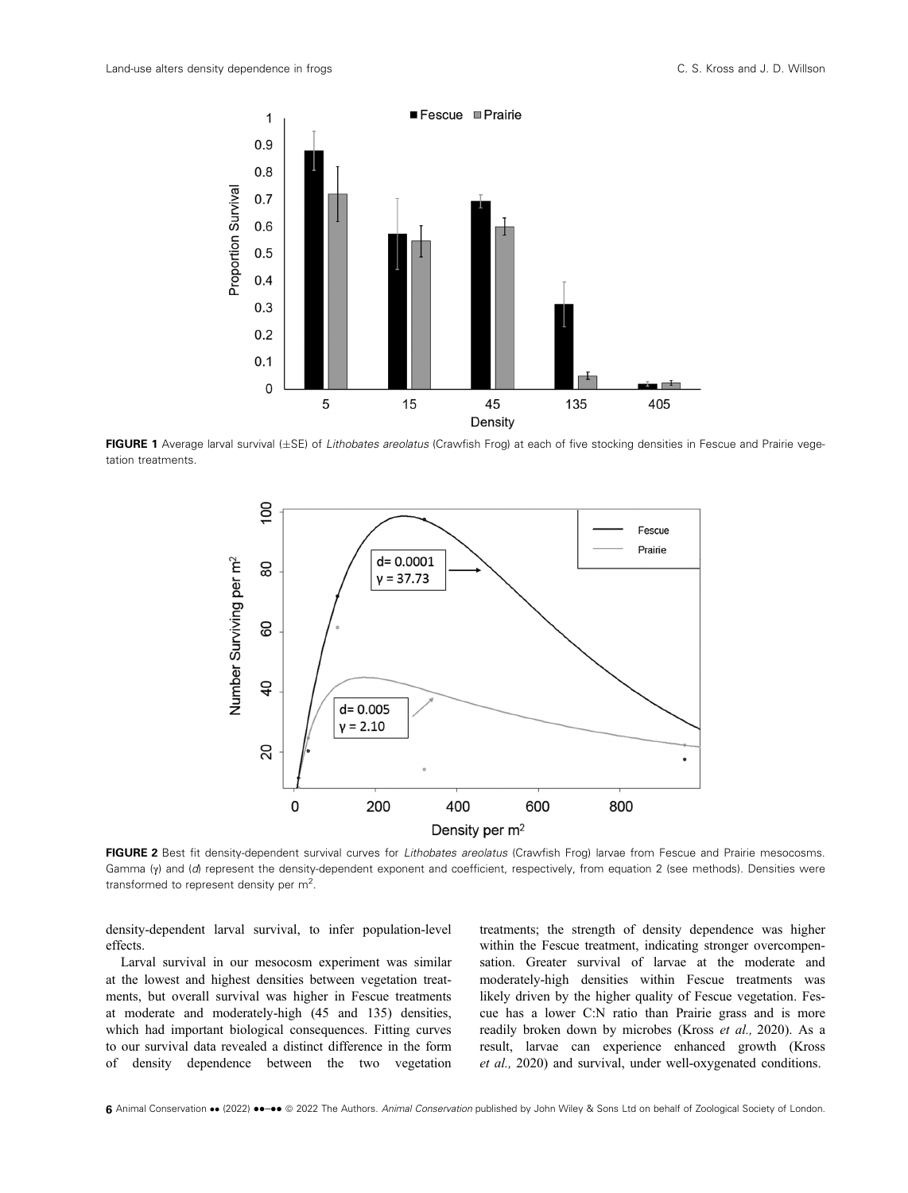**FIGURE 1** Average larval survival (±SE) of *Lithobates areolatus* (Crawfish Frog) at each of five stocking densities in Fescue and Prairie vegetation treatments.

**FIGURE 2** Best fit density-dependent survival curves for *Lithobates areolatus* (Crawfish Frog) larvae from Fescue and Prairie mesocosms. Gamma (γ) and (*d*) represent the density-dependent exponent and coefficient, respectively, from equation 2 (see methods). Densities were transformed to represent density per $m^2$.

density-dependent larval survival, to infer population-level effects.

Larval survival in our mesocosm experiment was similar at the lowest and highest densities between vegetation treatments, but overall survival was higher in Fescue treatments at moderate and moderately-high (45 and 135) densities, which had important biological consequences. Fitting curves to our survival data revealed a distinct difference in the form of density dependence between the two vegetation treatments; the strength of density dependence was higher within the Fescue treatment, indicating stronger overcompensation. Greater survival of larvae at the moderate and moderately-high densities within Fescue treatments was likely driven by the higher quality of Fescue vegetation. Fescue has a lower C:N ratio than Prairie grass and is more readily broken down by microbes (Kross *et al.,* 2020). As a result, larvae can experience enhanced growth (Kross *et al.,* 2020) and survival, under well-oxygenated conditions.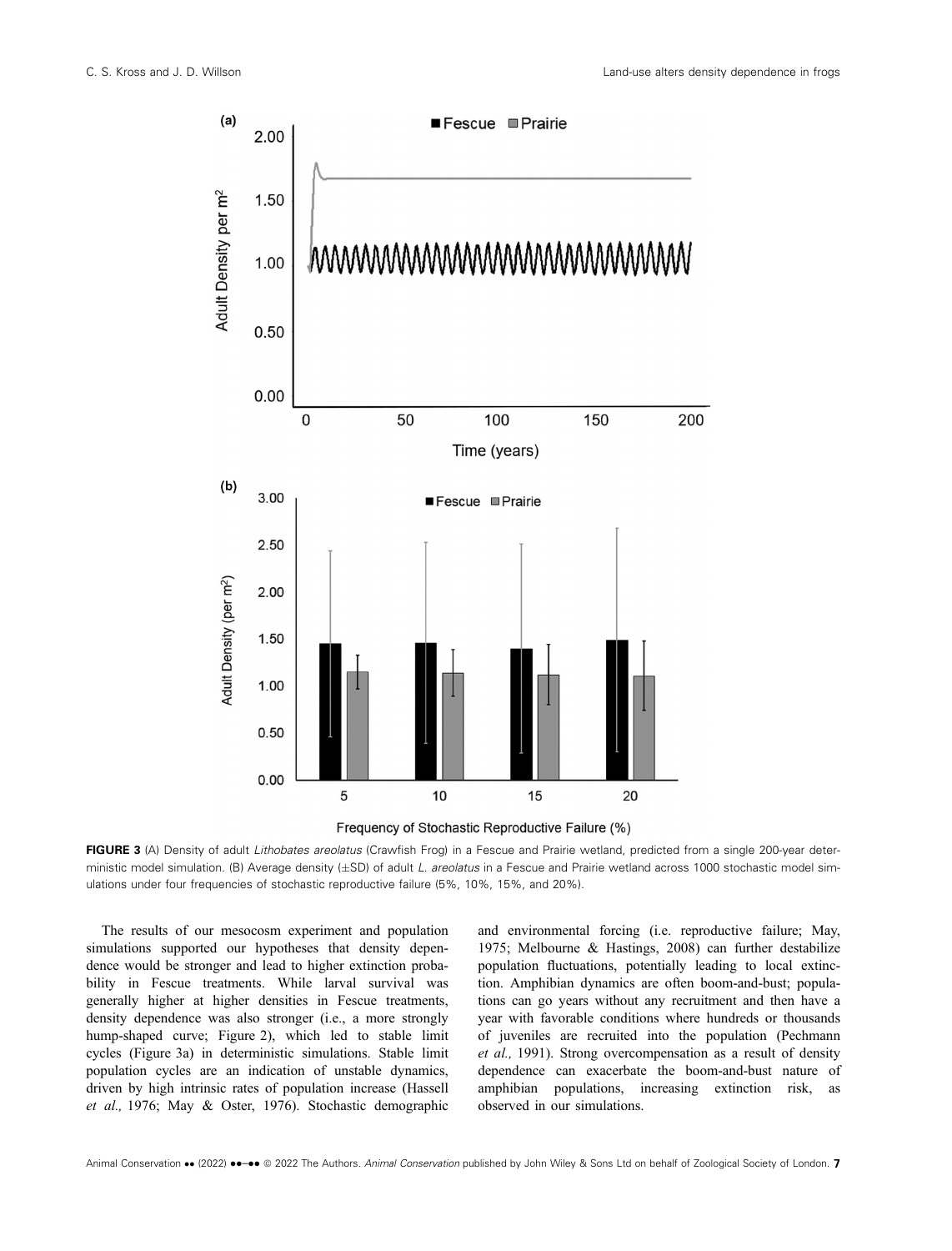**FIGURE 3** (A) Density of adult *Lithobates areolatus* (Crawfish Frog) in a Fescue and Prairie wetland, predicted from a single 200-year deterministic model simulation. (B) Average density (±SD) of adult *L. areolatus* in a Fescue and Prairie wetland across 1000 stochastic model simulations under four frequencies of stochastic reproductive failure (5%, 10%, 15%, and 20%).

The results of our mesocosm experiment and population simulations supported our hypotheses that density dependence would be stronger and lead to higher extinction probability in Fescue treatments. While larval survival was generally higher at higher densities in Fescue treatments, density dependence was also stronger (i.e., a more strongly hump-shaped curve; Figure 2), which led to stable limit cycles (Figure 3a) in deterministic simulations. Stable limit population cycles are an indication of unstable dynamics, driven by high intrinsic rates of population increase (Hassell *et al.,* 1976; May & Oster, 1976). Stochastic demographic and environmental forcing (i.e. reproductive failure; May, 1975; Melbourne & Hastings, 2008) can further destabilize population fluctuations, potentially leading to local extinction. Amphibian dynamics are often boom-and-bust; populations can go years without any recruitment and then have a year with favorable conditions where hundreds or thousands of juveniles are recruited into the population (Pechmann *et al.,* 1991). Strong overcompensation as a result of density dependence can exacerbate the boom-and-bust nature of amphibian populations, increasing extinction risk, as observed in our simulations.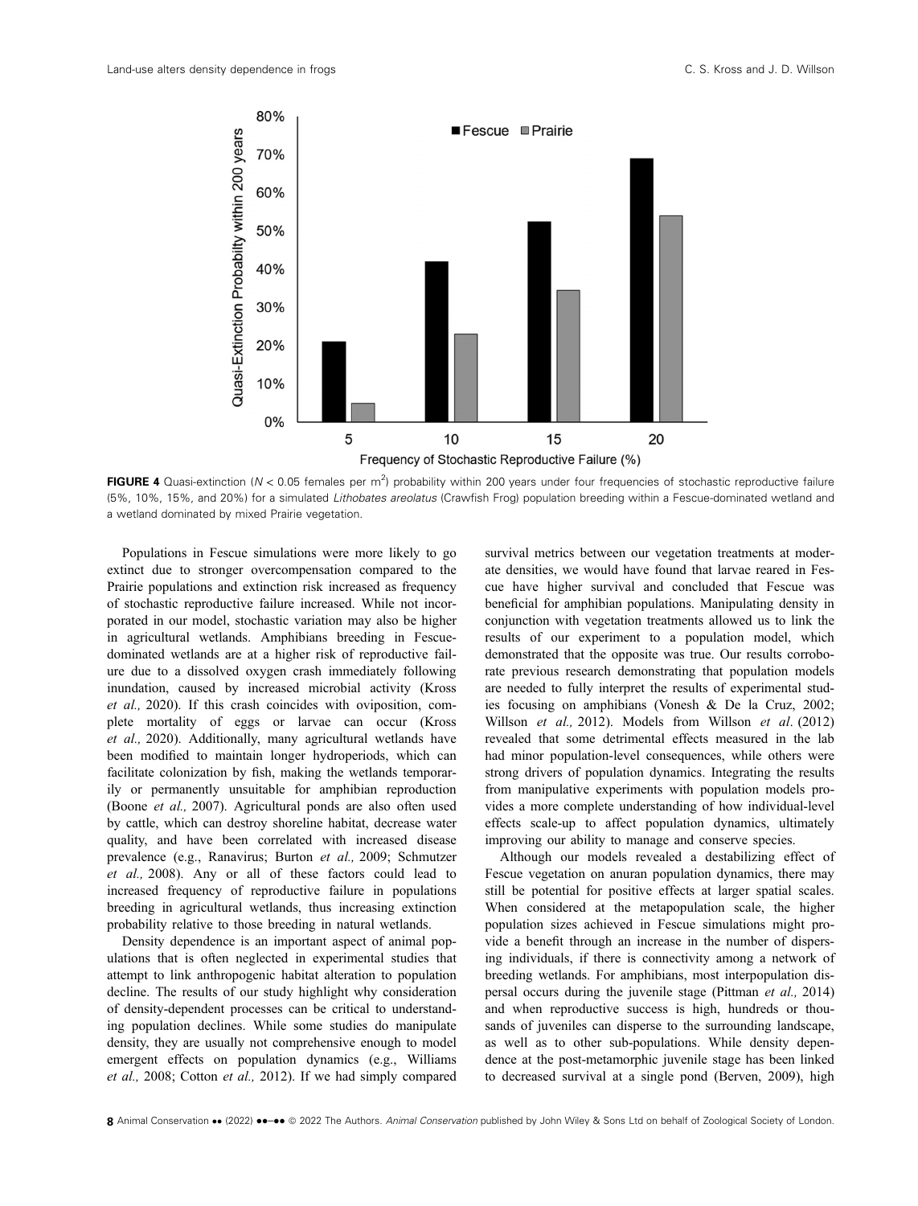**FIGURE 4** Quasi-extinction ($N < 0.05$ females per $m^2$) probability within 200 years under four frequencies of stochastic reproductive failure (5%, 10%, 15%, and 20%) for a simulated *Lithobates areolatus* (Crawfish Frog) population breeding within a Fescue-dominated wetland and a wetland dominated by mixed Prairie vegetation.

Populations in Fescue simulations were more likely to go extinct due to stronger overcompensation compared to the Prairie populations and extinction risk increased as frequency of stochastic reproductive failure increased. While not incorporated in our model, stochastic variation may also be higher in agricultural wetlands. Amphibians breeding in Fescue-dominated wetlands are at a higher risk of reproductive failure due to a dissolved oxygen crash immediately following inundation, caused by increased microbial activity (Kross *et al.,* 2020). If this crash coincides with oviposition, complete mortality of eggs or larvae can occur (Kross *et al.,* 2020). Additionally, many agricultural wetlands have been modified to maintain longer hydroperiods, which can facilitate colonization by fish, making the wetlands temporarily or permanently unsuitable for amphibian reproduction (Boone *et al.,* 2007). Agricultural ponds are also often used by cattle, which can destroy shoreline habitat, decrease water quality, and have been correlated with increased disease prevalence (e.g., Ranavirus; Burton *et al.,* 2009; Schmutzer *et al.,* 2008). Any or all of these factors could lead to increased frequency of reproductive failure in populations breeding in agricultural wetlands, thus increasing extinction probability relative to those breeding in natural wetlands.

Density dependence is an important aspect of animal populations that is often neglected in experimental studies that attempt to link anthropogenic habitat alteration to population decline. The results of our study highlight why consideration of density-dependent processes can be critical to understanding population declines. While some studies do manipulate density, they are usually not comprehensive enough to model emergent effects on population dynamics (e.g., Williams *et al.,* 2008; Cotton *et al.,* 2012). If we had simply compared survival metrics between our vegetation treatments at moderate densities, we would have found that larvae reared in Fescue have higher survival and concluded that Fescue was beneficial for amphibian populations. Manipulating density in conjunction with vegetation treatments allowed us to link the results of our experiment to a population model, which demonstrated that the opposite was true. Our results corroborate previous research demonstrating that population models are needed to fully interpret the results of experimental studies focusing on amphibians (Vonesh & De la Cruz, 2002; Willson *et al.,* 2012). Models from Willson *et al*. (2012) revealed that some detrimental effects measured in the lab had minor population-level consequences, while others were strong drivers of population dynamics. Integrating the results from manipulative experiments with population models provides a more complete understanding of how individual-level effects scale-up to affect population dynamics, ultimately improving our ability to manage and conserve species.

Although our models revealed a destabilizing effect of Fescue vegetation on anuran population dynamics, there may still be potential for positive effects at larger spatial scales. When considered at the metapopulation scale, the higher population sizes achieved in Fescue simulations might provide a benefit through an increase in the number of dispersing individuals, if there is connectivity among a network of breeding wetlands. For amphibians, most interpopulation dispersal occurs during the juvenile stage (Pittman *et al.,* 2014) and when reproductive success is high, hundreds or thousands of juveniles can disperse to the surrounding landscape, as well as to other sub-populations. While density dependence at the post-metamorphic juvenile stage has been linked to decreased survival at a single pond (Berven, 2009), high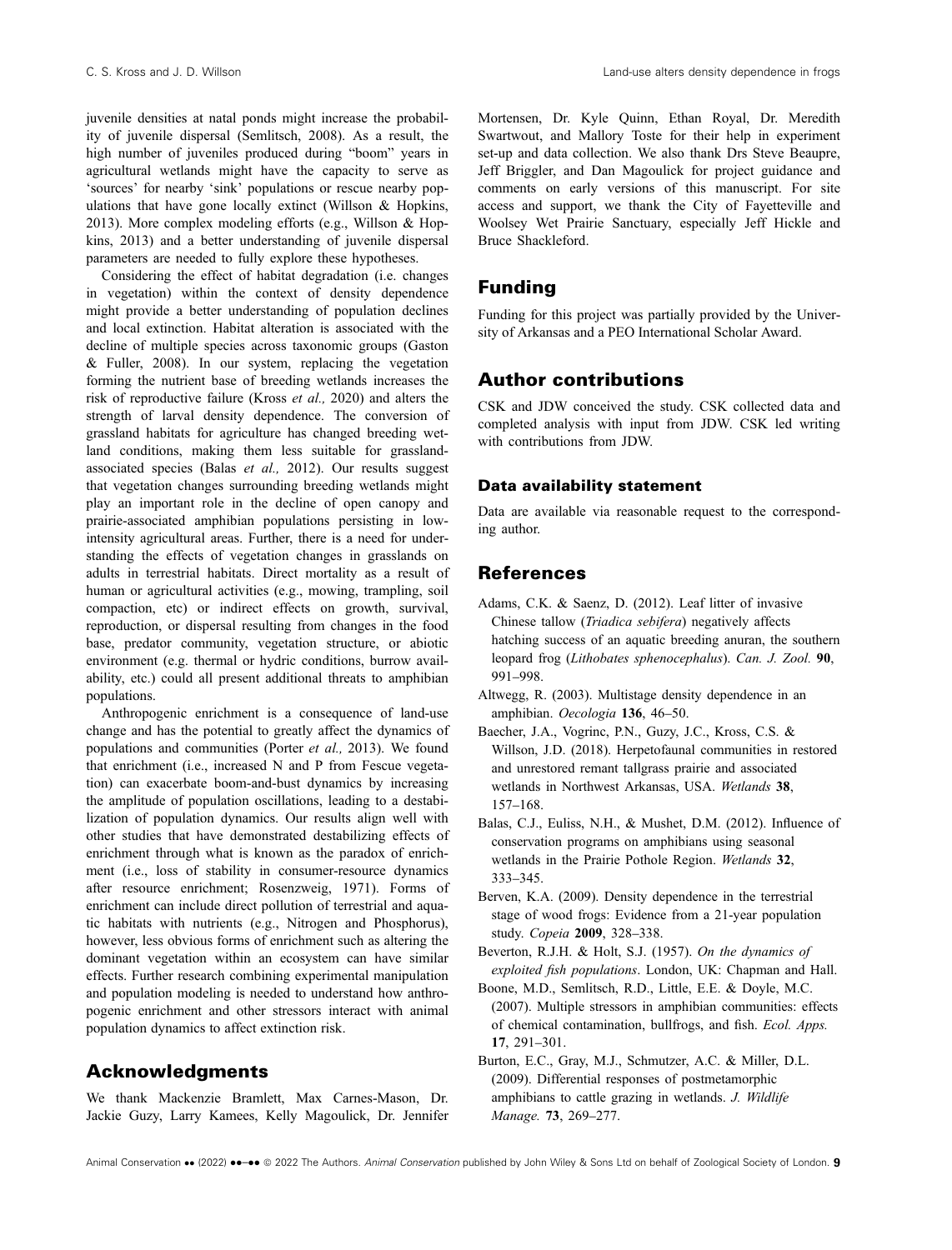juvenile densities at natal ponds might increase the probability of juvenile dispersal (Semlitsch, 2008). As a result, the high number of juveniles produced during "boom" years in agricultural wetlands might have the capacity to serve as 'sources' for nearby 'sink' populations or rescue nearby populations that have gone locally extinct (Willson & Hopkins, 2013). More complex modeling efforts (e.g., Willson & Hopkins, 2013) and a better understanding of juvenile dispersal parameters are needed to fully explore these hypotheses.

Considering the effect of habitat degradation (i.e. changes in vegetation) within the context of density dependence might provide a better understanding of population declines and local extinction. Habitat alteration is associated with the decline of multiple species across taxonomic groups (Gaston & Fuller, 2008). In our system, replacing the vegetation forming the nutrient base of breeding wetlands increases the risk of reproductive failure (Kross *et al.,* 2020) and alters the strength of larval density dependence. The conversion of grassland habitats for agriculture has changed breeding wetland conditions, making them less suitable for grassland-associated species (Balas *et al.,* 2012). Our results suggest that vegetation changes surrounding breeding wetlands might play an important role in the decline of open canopy and prairie-associated amphibian populations persisting in low-intensity agricultural areas. Further, there is a need for understanding the effects of vegetation changes in grasslands on adults in terrestrial habitats. Direct mortality as a result of human or agricultural activities (e.g., mowing, trampling, soil compaction, etc) or indirect effects on growth, survival, reproduction, or dispersal resulting from changes in the food base, predator community, vegetation structure, or abiotic environment (e.g. thermal or hydric conditions, burrow availability, etc.) could all present additional threats to amphibian populations.

Anthropogenic enrichment is a consequence of land-use change and has the potential to greatly affect the dynamics of populations and communities (Porter *et al.,* 2013). We found that enrichment (i.e., increased N and P from Fescue vegetation) can exacerbate boom-and-bust dynamics by increasing the amplitude of population oscillations, leading to a destabilization of population dynamics. Our results align well with other studies that have demonstrated destabilizing effects of enrichment through what is known as the paradox of enrichment (i.e., loss of stability in consumer-resource dynamics after resource enrichment; Rosenzweig, 1971). Forms of enrichment can include direct pollution of terrestrial and aquatic habitats with nutrients (e.g., Nitrogen and Phosphorus), however, less obvious forms of enrichment such as altering the dominant vegetation within an ecosystem can have similar effects. Further research combining experimental manipulation and population modeling is needed to understand how anthropogenic enrichment and other stressors interact with animal population dynamics to affect extinction risk.

## Acknowledgments

We thank Mackenzie Bramlett, Max Carnes-Mason, Dr. Jackie Guzy, Larry Kamees, Kelly Magoulick, Dr. Jennifer Mortensen, Dr. Kyle Quinn, Ethan Royal, Dr. Meredith Swartwout, and Mallory Toste for their help in experiment set-up and data collection. We also thank Drs Steve Beaupre, Jeff Briggler, and Dan Magoulick for project guidance and comments on early versions of this manuscript. For site access and support, we thank the City of Fayetteville and Woolsey Wet Prairie Sanctuary, especially Jeff Hickle and Bruce Shackleford.

## Funding

Funding for this project was partially provided by the University of Arkansas and a PEO International Scholar Award.

## Author contributions

CSK and JDW conceived the study. CSK collected data and completed analysis with input from JDW. CSK led writing with contributions from JDW.

### Data availability statement

Data are available via reasonable request to the corresponding author.

## References

Adams, C.K. & Saenz, D. (2012). Leaf litter of invasive Chinese tallow (*Triadica sebifera*) negatively affects hatching success of an aquatic breeding anuran, the southern leopard frog (*Lithobates sphenocephalus*). *Can. J. Zool.* **90**, 991–998.

Altwegg, R. (2003). Multistage density dependence in an amphibian. *Oecologia* **136**, 46–50.

Baecher, J.A., Vogrinc, P.N., Guzy, J.C., Kross, C.S. & Willson, J.D. (2018). Herpetofaunal communities in restored and unrestored remant tallgrass prairie and associated wetlands in Northwest Arkansas, USA. *Wetlands* **38**, 157–168.

Balas, C.J., Euliss, N.H., & Mushet, D.M. (2012). Influence of conservation programs on amphibians using seasonal wetlands in the Prairie Pothole Region. *Wetlands* **32**, 333–345.

Berven, K.A. (2009). Density dependence in the terrestrial stage of wood frogs: Evidence from a 21-year population study. *Copeia* **2009**, 328–338.

Beverton, R.J.H. & Holt, S.J. (1957). *On the dynamics of exploited fish populations*. London, UK: Chapman and Hall.

Boone, M.D., Semlitsch, R.D., Little, E.E. & Doyle, M.C. (2007). Multiple stressors in amphibian communities: effects of chemical contamination, bullfrogs, and fish. *Ecol. Apps.* **17**, 291–301.

Burton, E.C., Gray, M.J., Schmutzer, A.C. & Miller, D.L. (2009). Differential responses of postmetamorphic amphibians to cattle grazing in wetlands. *J. Wildlife Manage.* **73**, 269–277.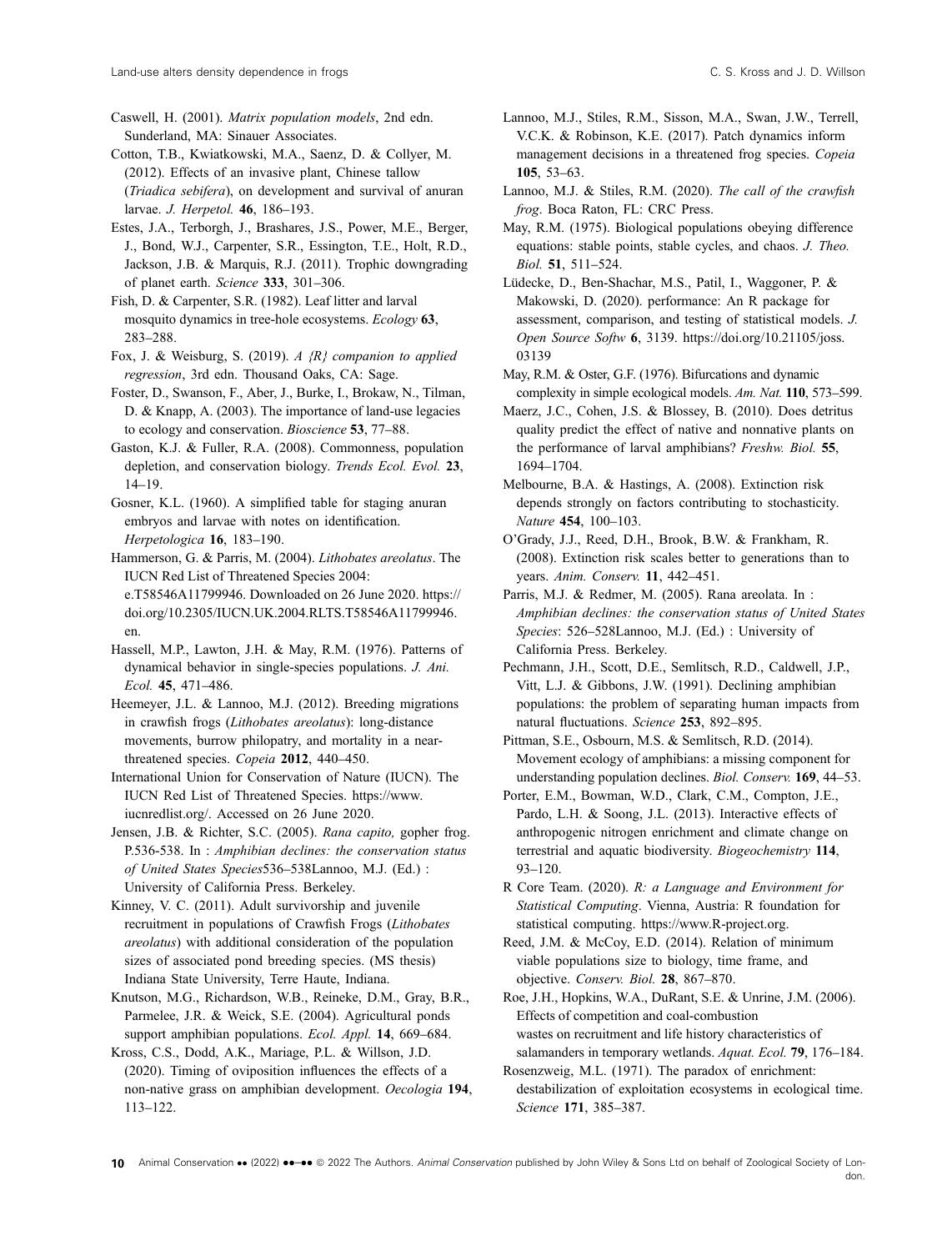Caswell, H. (2001). *Matrix population models*, 2nd edn. Sunderland, MA: Sinauer Associates.

Cotton, T.B., Kwiatkowski, M.A., Saenz, D. & Collyer, M. (2012). Effects of an invasive plant, Chinese tallow (*Triadica sebifera*), on development and survival of anuran larvae. *J. Herpetol.* **46**, 186–193.

Estes, J.A., Terborgh, J., Brashares, J.S., Power, M.E., Berger, J., Bond, W.J., Carpenter, S.R., Essington, T.E., Holt, R.D., Jackson, J.B. & Marquis, R.J. (2011). Trophic downgrading of planet earth. *Science* **333**, 301–306.

Fish, D. & Carpenter, S.R. (1982). Leaf litter and larval mosquito dynamics in tree-hole ecosystems. *Ecology* **63**, 283–288.

Fox, J. & Weisburg, S. (2019). *A {R} companion to applied regression*, 3rd edn. Thousand Oaks, CA: Sage.

Foster, D., Swanson, F., Aber, J., Burke, I., Brokaw, N., Tilman, D. & Knapp, A. (2003). The importance of land-use legacies to ecology and conservation. *Bioscience* **53**, 77–88.

Gaston, K.J. & Fuller, R.A. (2008). Commonness, population depletion, and conservation biology. *Trends Ecol. Evol.* **23**, 14–19.

Gosner, K.L. (1960). A simplified table for staging anuran embryos and larvae with notes on identification. *Herpetologica* **16**, 183–190.

Hammerson, G. & Parris, M. (2004). *Lithobates areolatus*. The IUCN Red List of Threatened Species 2004: e.T58546A11799946. Downloaded on 26 June 2020. https://doi.org/10.2305/IUCN.UK.2004.RLTS.T58546A11799946.en.

Hassell, M.P., Lawton, J.H. & May, R.M. (1976). Patterns of dynamical behavior in single-species populations. *J. Ani. Ecol.* **45**, 471–486.

Heemeyer, J.L. & Lannoo, M.J. (2012). Breeding migrations in crawfish frogs (*Lithobates areolatus*): long-distance movements, burrow philopatry, and mortality in a near-threatened species. *Copeia* **2012**, 440–450.

International Union for Conservation of Nature (IUCN). The IUCN Red List of Threatened Species. https://www.iucnredlist.org/. Accessed on 26 June 2020.

Jensen, J.B. & Richter, S.C. (2005). *Rana capito,* gopher frog. P.536-538. In : *Amphibian declines: the conservation status of United States Species*536–538Lannoo, M.J. (Ed.) : University of California Press. Berkeley.

Kinney, V. C. (2011). Adult survivorship and juvenile recruitment in populations of Crawfish Frogs (*Lithobates areolatus*) with additional consideration of the population sizes of associated pond breeding species. (MS thesis) Indiana State University, Terre Haute, Indiana.

Knutson, M.G., Richardson, W.B., Reineke, D.M., Gray, B.R., Parmelee, J.R. & Weick, S.E. (2004). Agricultural ponds support amphibian populations. *Ecol. Appl.* **14**, 669–684.

Kross, C.S., Dodd, A.K., Mariage, P.L. & Willson, J.D. (2020). Timing of oviposition influences the effects of a non-native grass on amphibian development. *Oecologia* **194**, 113–122.

Lannoo, M.J., Stiles, R.M., Sisson, M.A., Swan, J.W., Terrell, V.C.K. & Robinson, K.E. (2017). Patch dynamics inform management decisions in a threatened frog species. *Copeia* **105**, 53–63.

Lannoo, M.J. & Stiles, R.M. (2020). *The call of the crawfish frog*. Boca Raton, FL: CRC Press.

May, R.M. (1975). Biological populations obeying difference equations: stable points, stable cycles, and chaos. *J. Theo. Biol.* **51**, 511–524.

Lüdecke, D., Ben-Shachar, M.S., Patil, I., Waggoner, P. & Makowski, D. (2020). performance: An R package for assessment, comparison, and testing of statistical models. *J. Open Source Softw* **6**, 3139. https://doi.org/10.21105/joss.03139

May, R.M. & Oster, G.F. (1976). Bifurcations and dynamic complexity in simple ecological models. *Am. Nat.* **110**, 573–599.

Maerz, J.C., Cohen, J.S. & Blossey, B. (2010). Does detritus quality predict the effect of native and nonnative plants on the performance of larval amphibians? *Freshw. Biol.* **55**, 1694–1704.

Melbourne, B.A. & Hastings, A. (2008). Extinction risk depends strongly on factors contributing to stochasticity. *Nature* **454**, 100–103.

O'Grady, J.J., Reed, D.H., Brook, B.W. & Frankham, R. (2008). Extinction risk scales better to generations than to years. *Anim. Conserv.* **11**, 442–451.

Parris, M.J. & Redmer, M. (2005). Rana areolata. In : *Amphibian declines: the conservation status of United States Species*: 526–528Lannoo, M.J. (Ed.) : University of California Press. Berkeley.

Pechmann, J.H., Scott, D.E., Semlitsch, R.D., Caldwell, J.P., Vitt, L.J. & Gibbons, J.W. (1991). Declining amphibian populations: the problem of separating human impacts from natural fluctuations. *Science* **253**, 892–895.

Pittman, S.E., Osbourn, M.S. & Semlitsch, R.D. (2014). Movement ecology of amphibians: a missing component for understanding population declines. *Biol. Conserv.* **169**, 44–53.

Porter, E.M., Bowman, W.D., Clark, C.M., Compton, J.E., Pardo, L.H. & Soong, J.L. (2013). Interactive effects of anthropogenic nitrogen enrichment and climate change on terrestrial and aquatic biodiversity. *Biogeochemistry* **114**, 93–120.

R Core Team. (2020). *R: a Language and Environment for Statistical Computing*. Vienna, Austria: R foundation for statistical computing. https://www.R-project.org.

Reed, J.M. & McCoy, E.D. (2014). Relation of minimum viable populations size to biology, time frame, and objective. *Conserv. Biol.* **28**, 867–870.

Roe, J.H., Hopkins, W.A., DuRant, S.E. & Unrine, J.M. (2006). Effects of competition and coal-combustion wastes on recruitment and life history characteristics of salamanders in temporary wetlands. *Aquat. Ecol.* **79**, 176–184.

Rosenzweig, M.L. (1971). The paradox of enrichment: destabilization of exploitation ecosystems in ecological time. *Science* **171**, 385–387.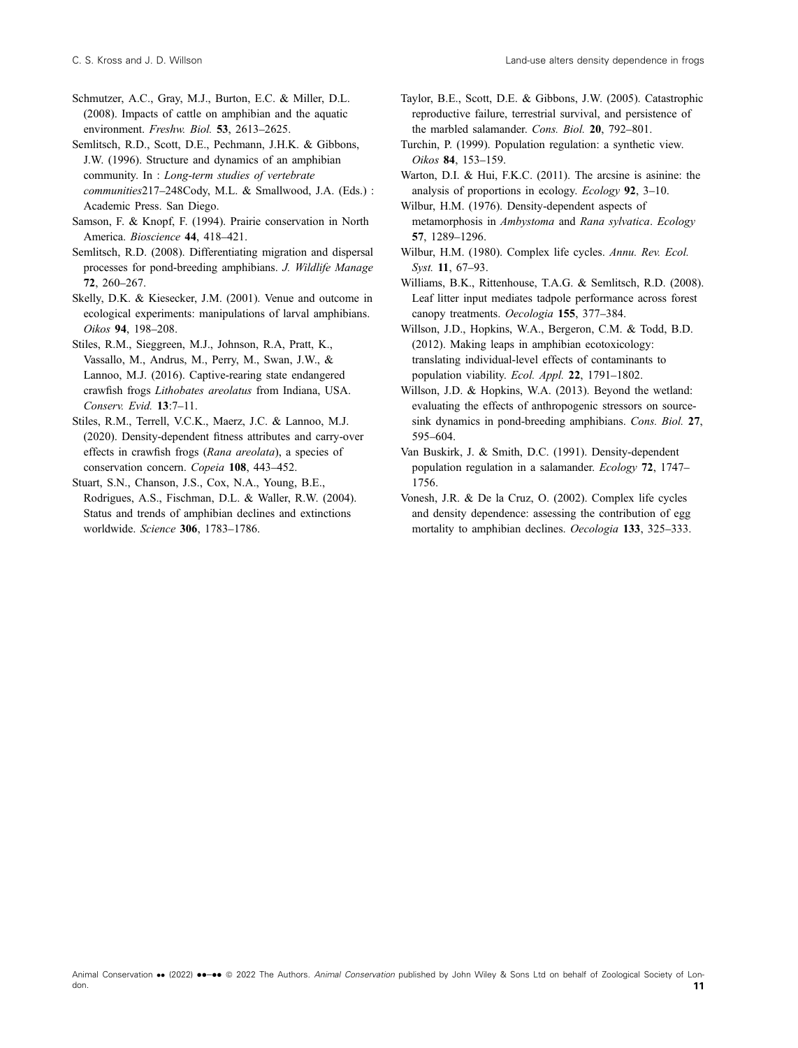Schmutzer, A.C., Gray, M.J., Burton, E.C. & Miller, D.L. (2008). Impacts of cattle on amphibian and the aquatic environment. *Freshw. Biol.* **53**, 2613–2625.

Semlitsch, R.D., Scott, D.E., Pechmann, J.H.K. & Gibbons, J.W. (1996). Structure and dynamics of an amphibian community. In : *Long-term studies of vertebrate communities*217–248Cody, M.L. & Smallwood, J.A. (Eds.) : Academic Press. San Diego.

Samson, F. & Knopf, F. (1994). Prairie conservation in North America. *Bioscience* **44**, 418–421.

Semlitsch, R.D. (2008). Differentiating migration and dispersal processes for pond-breeding amphibians. *J. Wildlife Manage* **72**, 260–267.

Skelly, D.K. & Kiesecker, J.M. (2001). Venue and outcome in ecological experiments: manipulations of larval amphibians. *Oikos* **94**, 198–208.

Stiles, R.M., Sieggreen, M.J., Johnson, R.A, Pratt, K., Vassallo, M., Andrus, M., Perry, M., Swan, J.W., & Lannoo, M.J. (2016). Captive-rearing state endangered crawfish frogs *Lithobates areolatus* from Indiana, USA. *Conserv. Evid.* **13**:7–11.

Stiles, R.M., Terrell, V.C.K., Maerz, J.C. & Lannoo, M.J. (2020). Density-dependent fitness attributes and carry-over effects in crawfish frogs (*Rana areolata*), a species of conservation concern. *Copeia* **108**, 443–452.

Stuart, S.N., Chanson, J.S., Cox, N.A., Young, B.E., Rodrigues, A.S., Fischman, D.L. & Waller, R.W. (2004). Status and trends of amphibian declines and extinctions worldwide. *Science* **306**, 1783–1786.

Taylor, B.E., Scott, D.E. & Gibbons, J.W. (2005). Catastrophic reproductive failure, terrestrial survival, and persistence of the marbled salamander. *Cons. Biol.* **20**, 792–801.

Turchin, P. (1999). Population regulation: a synthetic view. *Oikos* **84**, 153–159.

Warton, D.I. & Hui, F.K.C. (2011). The arcsine is asinine: the analysis of proportions in ecology. *Ecology* **92**, 3–10.

Wilbur, H.M. (1976). Density-dependent aspects of metamorphosis in *Ambystoma* and *Rana sylvatica*. *Ecology* **57**, 1289–1296.

Wilbur, H.M. (1980). Complex life cycles. *Annu. Rev. Ecol. Syst.* **11**, 67–93.

Williams, B.K., Rittenhouse, T.A.G. & Semlitsch, R.D. (2008). Leaf litter input mediates tadpole performance across forest canopy treatments. *Oecologia* **155**, 377–384.

Willson, J.D., Hopkins, W.A., Bergeron, C.M. & Todd, B.D. (2012). Making leaps in amphibian ecotoxicology: translating individual-level effects of contaminants to population viability. *Ecol. Appl.* **22**, 1791–1802.

Willson, J.D. & Hopkins, W.A. (2013). Beyond the wetland: evaluating the effects of anthropogenic stressors on source-sink dynamics in pond-breeding amphibians. *Cons. Biol.* **27**, 595–604.

Van Buskirk, J. & Smith, D.C. (1991). Density-dependent population regulation in a salamander. *Ecology* **72**, 1747–1756.

Vonesh, J.R. & De la Cruz, O. (2002). Complex life cycles and density dependence: assessing the contribution of egg mortality to amphibian declines. *Oecologia* **133**, 325–333.